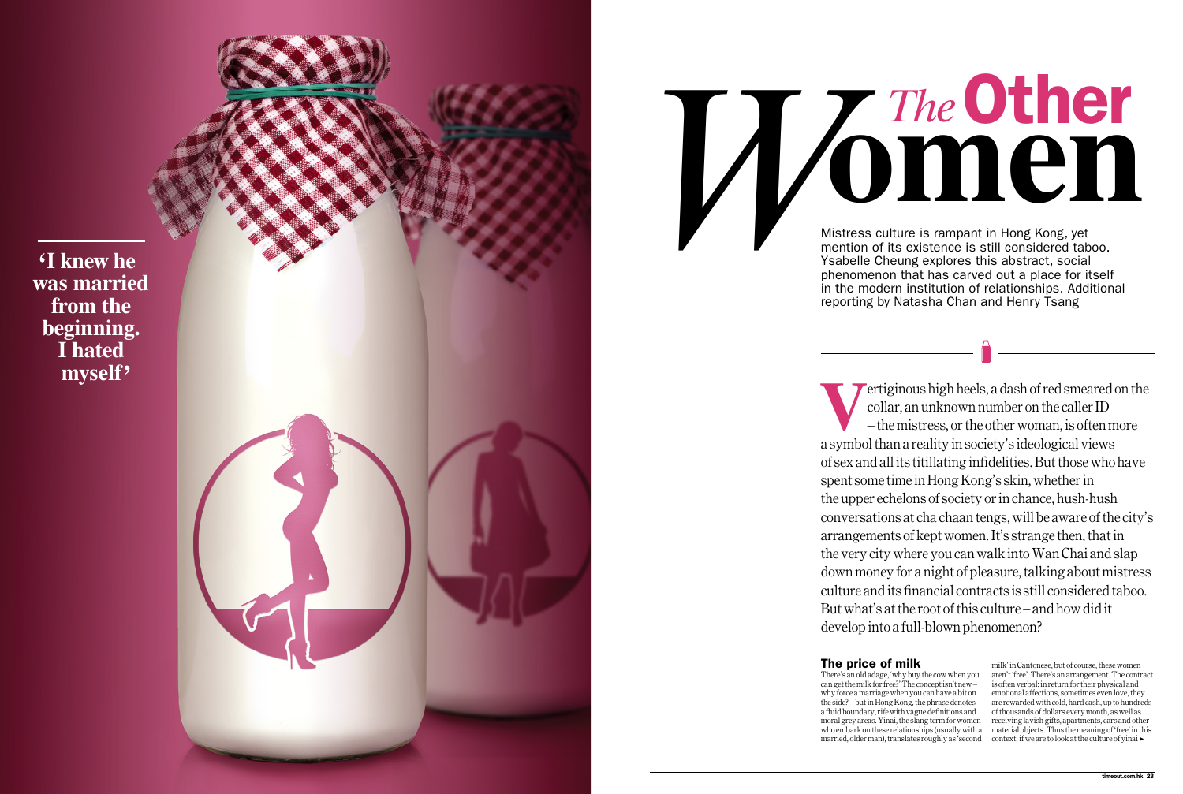# The Other Women

Mistress culture is rampant in Hong Kong, yet mention of its existence is still considered taboo. Ysabelle Cheung explores this abstract, social phenomenon that has carved out a place for itself in the modern institution of relationships. Additional reporting by Natasha Chan and Henry Tsang

**'I knew he was married from the beginning. I hated myself'**

Vertiginous high heels, a dash of red smeared on the collar, an unknown number on the caller ID – the mistress, or the other woman, is often more a symbol than a reality in society's ideological views of sex and all its titillating infidelities. But those who have spent some time in Hong Kong's skin, whether in the upper echelons of society or in chance, hush-hush conversations at cha chaan tengs, will be aware of the city's arrangements of kept women. It's strange then, that in the very city where you can walk into Wan Chai and slap down money for a night of pleasure, talking about mistress culture and its financial contracts is still considered taboo. But what's at the root of this culture – and how did it develop into a full-blown phenomenon?

### The price of milk

There's an old adage, 'why buy the cow when you can get the milk for free?' The concept isn't new – why force a marriage when you can have a bit on the side? – but in Hong Kong, the phrase denotes a fluid boundary, rife with vague definitions and moral grey areas. Yinai, the slang term for women who embark on these relationships (usually with a married, older man), translates roughly as 'second milk' in Cantonese, but of course, these women aren't 'free'. There's an arrangement. The contract is often verbal: in return for their physical and emotional affections, sometimes even love, they are rewarded with cold, hard cash, up to hundreds of thousands of dollars every month, as well as receiving lavish gifts, apartments, cars and other material objects. Thus the meaning of 'free' in this context, if we are to look at the culture of yinai ►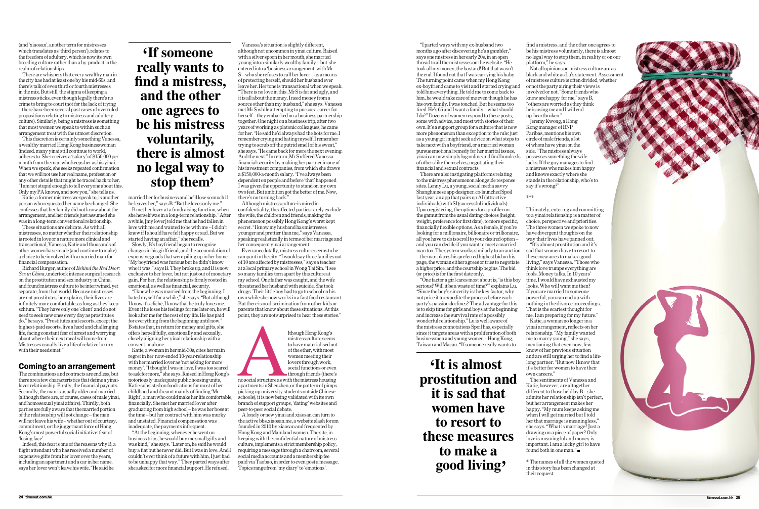(and 'xiaosan', another term for mistresses which translates as 'third person'), relates to the freedom of adultery, which is now its own breeding culture rather than a by-product in the realm of relationships.

There are whispers that every wealthy man in the city has had at least one by his mid-60s, and there's talk of even third or fourth mistresses in the mix. But still, the stigma of keeping a mistress sticks, even though legally there's no crime to bring to court (not for the lack of trying – there have been several past cases of overruled propositions relating to mistresses and adultery culture). Similarly, being a mistress is something that most women we speak to within such an arrangement treat with the utmost discretion.

This discretion is certainly something Vanessa, a wealthy married Hong Kong businesswoman (indeed, many yinai still continue to work), adheres to. She receives a 'salary' of $150,000 per month from the man who keeps her as his yinai. When we speak, she seeks repeated confirmation that we will not use her real name, profession or any other details that might be traced back to her. "I am not stupid enough to tell everyone about this. Only my PA knows, and now you," she tells us.

Katie, a former mistress we speak to, is another person who requested her name be changed. She confesses that her family did not know about the arrangement, and her friends just assumed she was in a long-term conventional relationship.

These situations are delicate. As with all mistresses, no matter whether their relationship is rooted in love or a nature more clinical and transactional, Vanessa, Katie and thousands of other women have made (and continue to make) a choice to be involved with a married man for financial compensation.

Richard Burger, author of *Behind the Red Door: Sex in China*, undertook intense surgical research on the prostitution and sex industry in China, and found mistress culture to be intertwined, yet separate, from that world. Because mistresses are not prostitutes, he explains, their lives are infinitely more comfortable, as long as they keep schtum. "They have only one 'client' and do not need to seek new ones every day as prostitutes do," he says. "Prostitutes and escorts, except the highest-paid escorts, live a hard and challenging life, facing constant fear of arrest and worrying about where their next meal will come from. Mistresses usually live a life of relative luxury with their needs met."

## Coming to an arrangement

The combinations and contracts are endless, but there are a few characteristics that define a yinai-lover relationship. Firstly, the financial payouts. Secondly, the man is usually older and married (although there are, of course, cases of male yinai, and homosexual yinai affairs). Thirdly, both parties are fully aware that the married portion of the relationship will not change – the man will not leave his wife – whether out of courtesy, commitment, or the juggernaut force of Hong Kong's most powerful social initiative: fear of 'losing face'.

Indeed, this fear is one of the reasons why B, a flight attendant who has received a number of expensive gifts from her lover over the years, including an apartment and a car in her name, says her lover won't leave his wife. "He said he married her for business and he'll lose so much if he leaves her," says B. "But he loves only me."

**'If someone really wants to find a mistress, and the other one agrees to be his mistress voluntarily, there is almost no legal way to stop them'**

B met her lover at a fundraising function, when she herself was in a long-term relationship. "After a while, [my lover] told me that he had fallen in love with me and wanted to be with me – I didn't know if I should have felt happy or sad. But we started having an affair," she recalls.

Slowly, B's boyfriend began to recognise changes in his girlfriend, and the accumulation of expensive goods that were piling up in her home. "My boyfriend was furious but he didn't know who it was," says B. They broke up, and B is now exclusive to her lover, but not just out of monetary gain. For her, the relationship is firmly rooted in emotional, as well as financial, security.

"I knew he was married from the beginning. I hated myself for a while," she says. "But although I know it's cliché, I know that he truly loves me. Even if he loses his feelings for me later on, he will look after me for the rest of my life. He has paid for everything from the beginning until now." B states that, in return for money and gifts, she offers herself fully, emotionally and sexually, closely aligning her yinai relationship with a conventional one.

Katie, a woman in her mid-30s, cites her main regret in her now-ended 10-year-relationship with her married lover as 'not asking for more money'. "I thought I was in love. I was too scared to ask for more," she says. Raised in Hong Kong's notoriously inadequate public housing units, Katie subsisted on food rations for most of her childhood and dreamt mainly of finding 'Mr Right', a man who could make her life comfortable, financially. She met her married lover after graduating from high school – he was her boss at the time – but her contract with him was murky and unstated. Financial compensation was inadequate, the payments infrequent.

"At the beginning, whenever he went on business trips, he would buy me small gifts and was kind," she says. "Later on, he said he would buy a flat but he never did. But I was in love. And I couldn't ever think of a future with him, I just had to be unhappy that way." They parted ways after she asked for more financial support. He refused.

Vanessa's situation is slightly different, although not uncommon in yinai culture. Raised with a silver spoon in her mouth, she married young into a similarly wealthy family – but she entered into a 'business arrangement' with Mr S – who she refuses to call her lover – as a means of protecting herself, should her husband ever leave her. Her tone is transactional when we speak. "There is no love in this. Mr S is fat and ugly, and it is all about the money. I need money from a source other than my husband," she says. Vanessa met Mr S while attempting to pursue a career for herself – they embarked on a business partnership together. One night on a business trip, after two years of working as platonic colleagues, he came for her. "He said he'd always had the hots for me. I remember crying and hating myself. I remember trying to scrub off the putrid smell of his sweat," she says. "He came back for more the next evening. And the next." In return, Mr S offered Vanessa financial security by making her partner in one of his investment companies, from which she draws a $150,000-a-month salary. "I've always been dependent on people and before 'that' happened I was given the opportunity to stand on my own two feet. But ambition got the better of me. Now, there's no turning back."

Although mistress culture is mired in confidentiality, the affected parties rarely exclude the wife, the children and friends, making the phenomenon possibly Hong Kong's worst kept secret. "I know my husband has mistresses younger and prettier than me," says Vanessa, speaking realistically in terms of her marriage and her consequent yinai arrangement.

Even anecdotally, mistress culture seems to be rampant in the city. "I would say three families out of 10 are affected by mistresses," says a teacher at a local primary school in Wong Tai Sin. "I see so many families torn apart by this culture at my school. One father was caught, and the wife threatened her husband with suicide. She took drugs. Their little boy had to go to school on his own while she now works in a fast food restaurant. But there is no discrimination from other kids or parents that know about these situations. At this point, they are not surprised to hear these stories."

Although Hong Kong's mistress culture seems to have materialised out of the ether, with most women meeting their lovers through work, social functions or even through friends (there's no social structure as with the mistress housing apartments in Shenzhen, or the pattern of pimps picking up university students outside Chinese schools), it is now being validated with its own branch of support groups, 'dating' websites and peer-to-peer social debate.

A lonely or new yinai and xiaosan can turn to the active bbs.xiaosan.me, a website slash forum founded in 2010 by xiaosan and frequented by Hong Kong and Mainland women. The site, in keeping with the confidential nature of mistress culture, implements a strict membership policy, requiring a message through a chatroom, several social media accounts and a membership fee paid via Taobao, in order to even post a message. Topics range from 'my diary' to 'emotions'.

"I parted ways with my ex-husband two months ago after discovering he's a gambler," says one mistress in her early 20s, in an open thread to all the mistresses on the website. "He took all my money, the bastard! But that wasn't the end. I found out that I was carrying his baby. The turning point came when my Hong Kong ex-boyfriend came to visit and I started crying and told him everything. He told me to come back to him, he would take care of me even though he has his own family. I was touched. But he seems too tired. He's 65 and I want a family – what should I do?" Dozens of women respond to these posts, some with advice, and most with stories of their own. It's a support group for a culture that is now more phenomenon than exception to the rule: just as a young girl might seek advice on what steps to take next with a boyfriend, or a married woman pursue emotional remedy for her marital issues, yinai can now simply log online and find hundreds of others like themselves, negotiating their financial and sexual contracts.

There are also instigating platforms relating to the mistress phenomenon alongside response sites. Lenny Lu, a young, social media savvy Shanghainese app designer, co-launched Spoil last year, an app that pairs up AI (attractive individuals) with SI (successful individuals). Upon registering, the options for a profile run the gamut from the usual dating choices (height, weight, preference for first date), to more specific, financially flexible options. As a female, if you're looking for a millionaire, billionaire or trillionaire, all you have to do is scroll to your desired option – and you can decide if you want to meet a married man too. The system works similarly to an auction – the man places his preferred highest bid on his page, the woman either agrees or tries to negotiate a higher price, and the courtship begins. The bid (or price) is for the first date only.

"One factor a girl cares most about is, 'is this boy serious? Will it be a waste of time?'" explains Lu. "Since the boy's sincerity is the key factor, why not price it to expedite the process before each party's passion declines? The advantage for this is to skip time for girls and boys at the beginning and increase the survival rate of a possibly wonderful relationship." Lu is well aware of the mistress connotations Spoil has, especially since it targets areas with a proliferation of both businessmen and young women – Hong Kong, Taiwan and Macau. "If someone really wants to find a mistress, and the other one agrees to be his mistress voluntarily, there is almost no legal way to stop them, in reality or on our platform," he says.

Not all opinions on mistress culture are as black and white as Lu's statement. Assessment of mistress culture is often divided, whether or not the party airing their views is involved or not. "Some friends who know are happy for me," says B, "others are worried as they think he is using me and I will end up heartbroken."

Jeremy Kwong, a Hong Kong manager of BNP Paribas, mentions his own circle of male friends, a lot of whom have yinai on the side. "The mistress always possesses something the wife lacks. If the guy manages to find a mistress who makes him happy and knows exactly where she stands in the relationship, who's to say it's wrong?"

\*\*\*

Ultimately, entering and committing to a yinai relationship is a matter of choice, perspective and priorities. The three women we spoke to now have divergent thoughts on the way their lives have panned out.

"It's almost prostitution and it's sad that women have to resort to these measures to make a good living," says Vanessa. "Those who think love trumps everything are fools. Money talks. In 10 years' time, I would have exhausted my looks. Who will want me then? If you are married to someone powerful, you can end up with nothing in the divorce proceedings. That is the scariest thought for me. I am preparing for my future."

**'It is almost prostitution and it is sad that women have to resort to these measures to make a good living'**

Katie, a woman no longer in a yinai arrangement, reflects on her relationship. "My family wanted me to marry young," she says, mentioning that even now, few know of her previous situation and are still urging her to find a life-long partner. "But now I know that it's better for women to have their own careers."

The sentiments of Vanessa and Katie, however, are altogether different to those held by B – she admits her relationship isn't perfect, but her arrangement makes her happy. "My mum keeps asking me when I will get married but I told her that marriage is meaningless," she says. "What is marriage? Just a drawing on a piece of paper? Only love is meaningful and money is important. I am a lucky girl to have found both in one man." ■

\* The names of all the women quoted in this story have been changed at their request